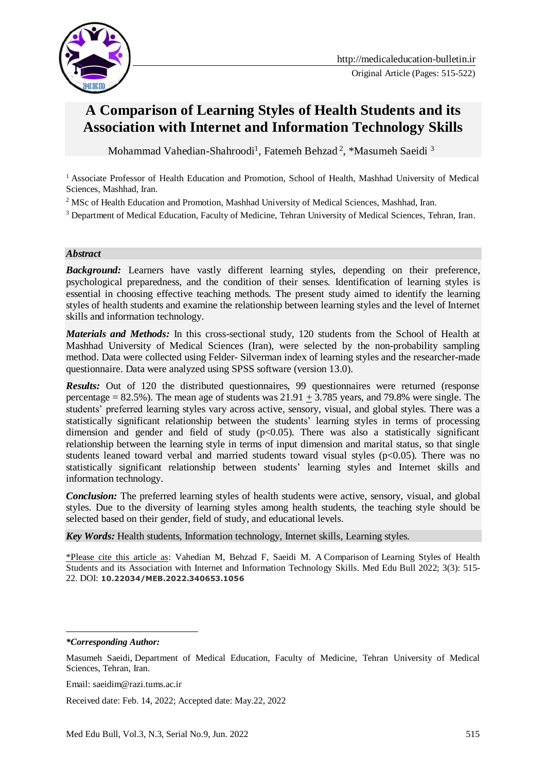Original Article (Pages: 515-522)

# A Comparison of Learning Styles of Health Students and its Association with Internet and Information Technology Skills

Mohammad Vahedian-Shahroodi[1], Fatemeh Behzad[2], *Masumeh Saeidi[3]

[1] Associate Professor of Health Education and Promotion, School of Health, Mashhad University of Medical Sciences, Mashhad, Iran.

[2] MSc of Health Education and Promotion, Mashhad University of Medical Sciences, Mashhad, Iran.

[3] Department of Medical Education, Faculty of Medicine, Tehran University of Medical Sciences, Tehran, Iran.

### Abstract

***Background:*** Learners have vastly different learning styles, depending on their preference, psychological preparedness, and the condition of their senses. Identification of learning styles is essential in choosing effective teaching methods. The present study aimed to identify the learning styles of health students and examine the relationship between learning styles and the level of Internet skills and information technology.

***Materials and Methods:*** In this cross-sectional study, 120 students from the School of Health at Mashhad University of Medical Sciences (Iran), were selected by the non-probability sampling method. Data were collected using Felder- Silverman index of learning styles and the researcher-made questionnaire. Data were analyzed using SPSS software (version 13.0).

***Results:*** Out of 120 the distributed questionnaires, 99 questionnaires were returned (response percentage = 82.5%). The mean age of students was 21.91 $\pm$ 3.785 years, and 79.8% were single. The students' preferred learning styles vary across active, sensory, visual, and global styles. There was a statistically significant relationship between the students' learning styles in terms of processing dimension and gender and field of study ($p<0.05$). There was also a statistically significant relationship between the learning style in terms of input dimension and marital status, so that single students leaned toward verbal and married students toward visual styles ($p<0.05$). There was no statistically significant relationship between students' learning styles and Internet skills and information technology.

***Conclusion:*** The preferred learning styles of health students were active, sensory, visual, and global styles. Due to the diversity of learning styles among health students, the teaching style should be selected based on their gender, field of study, and educational levels.

***Key Words:*** Health students, Information technology, Internet skills, Learning styles.

*Please cite this article as: Vahedian M, Behzad F, Saeidi M. A Comparison of Learning Styles of Health Students and its Association with Internet and Information Technology Skills. Med Edu Bull 2022; 3(3): 515-22. DOI: **10.22034/MEB.2022.340653.1056**

---

***Corresponding Author:***

Masumeh Saeidi, Department of Medical Education, Faculty of Medicine, Tehran University of Medical Sciences, Tehran, Iran.

Email: saeidim@razi.tums.ac.ir

Received date: Feb. 14, 2022; Accepted date: May.22, 2022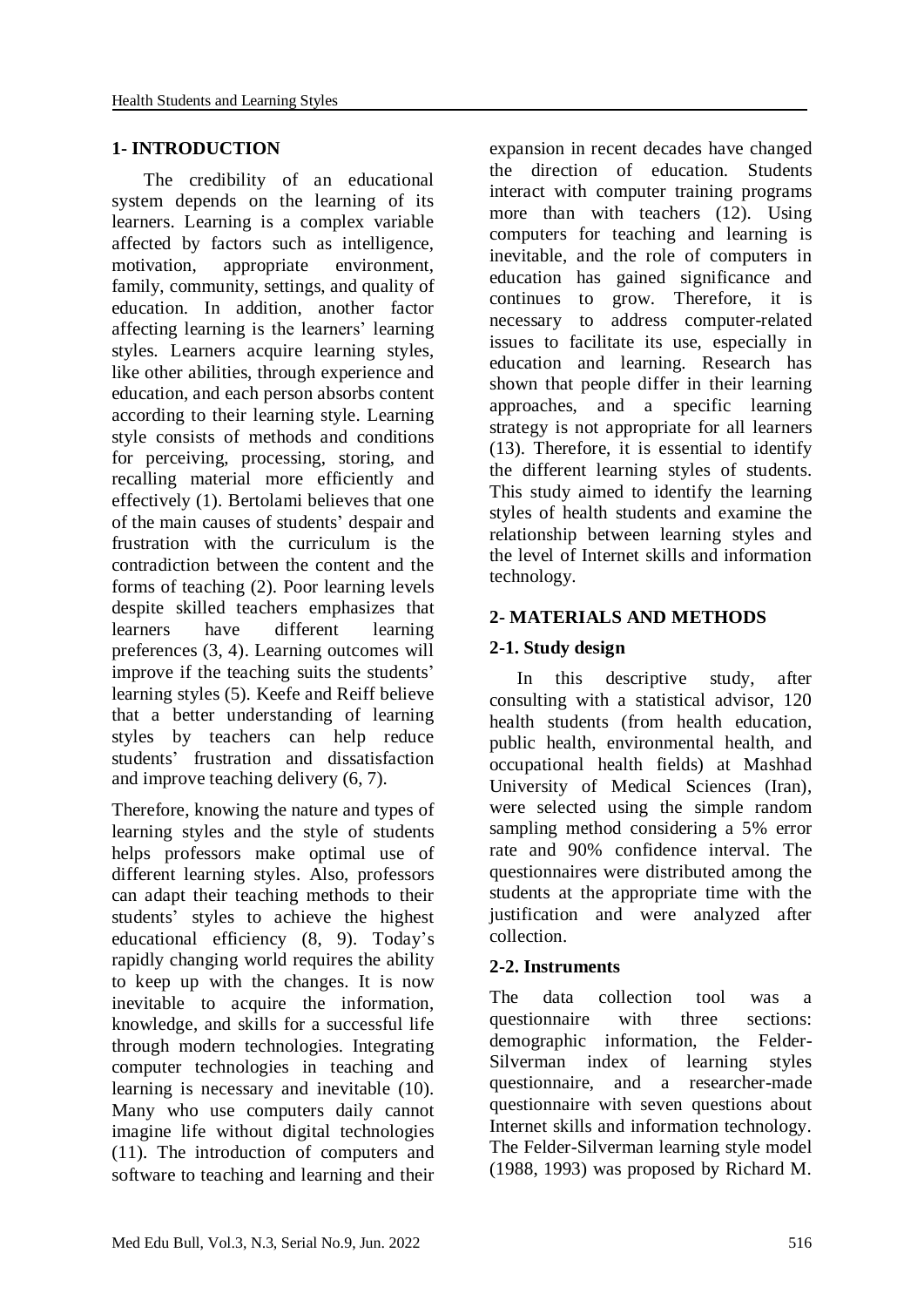## 1- INTRODUCTION

The credibility of an educational system depends on the learning of its learners. Learning is a complex variable affected by factors such as intelligence, motivation, appropriate environment, family, community, settings, and quality of education. In addition, another factor affecting learning is the learners' learning styles. Learners acquire learning styles, like other abilities, through experience and education, and each person absorbs content according to their learning style. Learning style consists of methods and conditions for perceiving, processing, storing, and recalling material more efficiently and effectively (1). Bertolami believes that one of the main causes of students' despair and frustration with the curriculum is the contradiction between the content and the forms of teaching (2). Poor learning levels despite skilled teachers emphasizes that learners have different learning preferences (3, 4). Learning outcomes will improve if the teaching suits the students' learning styles (5). Keefe and Reiff believe that a better understanding of learning styles by teachers can help reduce students' frustration and dissatisfaction and improve teaching delivery (6, 7).

Therefore, knowing the nature and types of learning styles and the style of students helps professors make optimal use of different learning styles. Also, professors can adapt their teaching methods to their students' styles to achieve the highest educational efficiency (8, 9). Today's rapidly changing world requires the ability to keep up with the changes. It is now inevitable to acquire the information, knowledge, and skills for a successful life through modern technologies. Integrating computer technologies in teaching and learning is necessary and inevitable (10). Many who use computers daily cannot imagine life without digital technologies (11). The introduction of computers and software to teaching and learning and their expansion in recent decades have changed the direction of education. Students interact with computer training programs more than with teachers (12). Using computers for teaching and learning is inevitable, and the role of computers in education has gained significance and continues to grow. Therefore, it is necessary to address computer-related issues to facilitate its use, especially in education and learning. Research has shown that people differ in their learning approaches, and a specific learning strategy is not appropriate for all learners (13). Therefore, it is essential to identify the different learning styles of students. This study aimed to identify the learning styles of health students and examine the relationship between learning styles and the level of Internet skills and information technology.

## 2- MATERIALS AND METHODS

### 2-1. Study design

In this descriptive study, after consulting with a statistical advisor, 120 health students (from health education, public health, environmental health, and occupational health fields) at Mashhad University of Medical Sciences (Iran), were selected using the simple random sampling method considering a 5% error rate and 90% confidence interval. The questionnaires were distributed among the students at the appropriate time with the justification and were analyzed after collection.

### 2-2. Instruments

The data collection tool was a questionnaire with three sections: demographic information, the Felder-Silverman index of learning styles questionnaire, and a researcher-made questionnaire with seven questions about Internet skills and information technology. The Felder-Silverman learning style model (1988, 1993) was proposed by Richard M.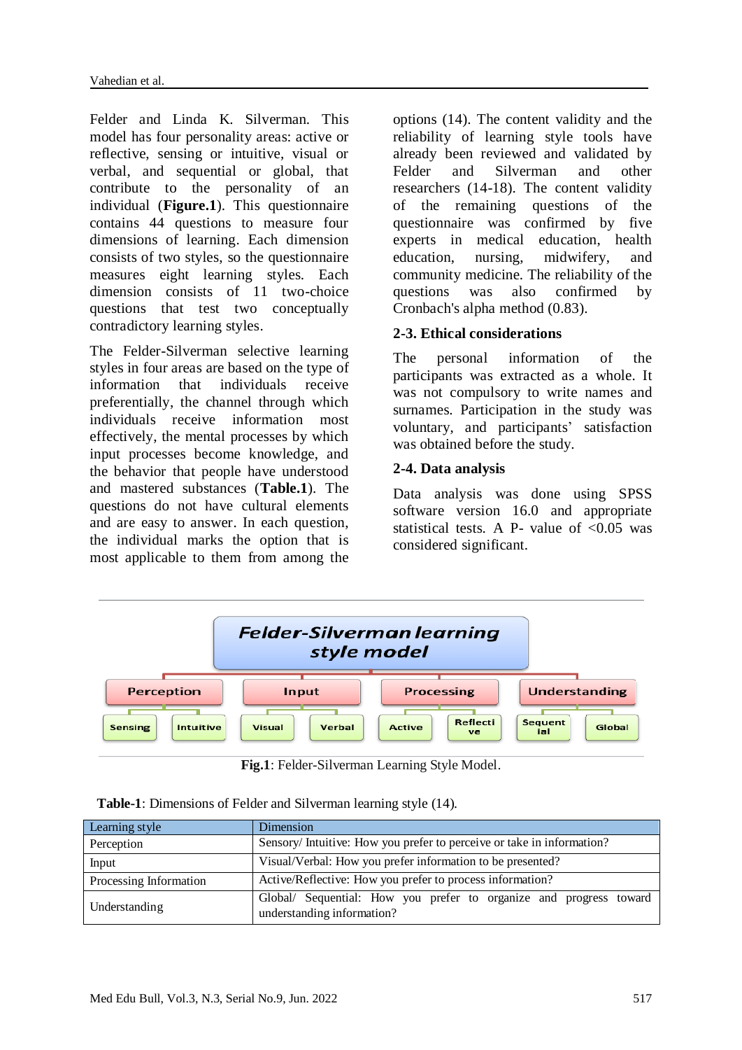Felder and Linda K. Silverman. This model has four personality areas: active or reflective, sensing or intuitive, visual or verbal, and sequential or global, that contribute to the personality of an individual (**Figure.1**). This questionnaire contains 44 questions to measure four dimensions of learning. Each dimension consists of two styles, so the questionnaire measures eight learning styles. Each dimension consists of 11 two-choice questions that test two conceptually contradictory learning styles.

The Felder-Silverman selective learning styles in four areas are based on the type of information that individuals receive preferentially, the channel through which individuals receive information most effectively, the mental processes by which input processes become knowledge, and the behavior that people have understood and mastered substances (**Table.1**). The questions do not have cultural elements and are easy to answer. In each question, the individual marks the option that is most applicable to them from among the options (14). The content validity and the reliability of learning style tools have already been reviewed and validated by Felder and Silverman and other researchers (14-18). The content validity of the remaining questions of the questionnaire was confirmed by five experts in medical education, health education, nursing, midwifery, and community medicine. The reliability of the questions was also confirmed by Cronbach's alpha method (0.83).

### 2-3. Ethical considerations

The personal information of the participants was extracted as a whole. It was not compulsory to write names and surnames. Participation in the study was voluntary, and participants' satisfaction was obtained before the study.

### 2-4. Data analysis

Data analysis was done using SPSS software version 16.0 and appropriate statistical tests. A P- value of <0.05 was considered significant.

**Fig.1**: Felder-Silverman Learning Style Model.

**Table-1**: Dimensions of Felder and Silverman learning style (14).

| Learning style | Dimension |
|---|---|
| Perception | Sensory/ Intuitive: How you prefer to perceive or take in information? |
| Input | Visual/Verbal: How you prefer information to be presented? |
| Processing Information | Active/Reflective: How you prefer to process information? |
| Understanding | Global/ Sequential: How you prefer to organize and progress toward understanding information? |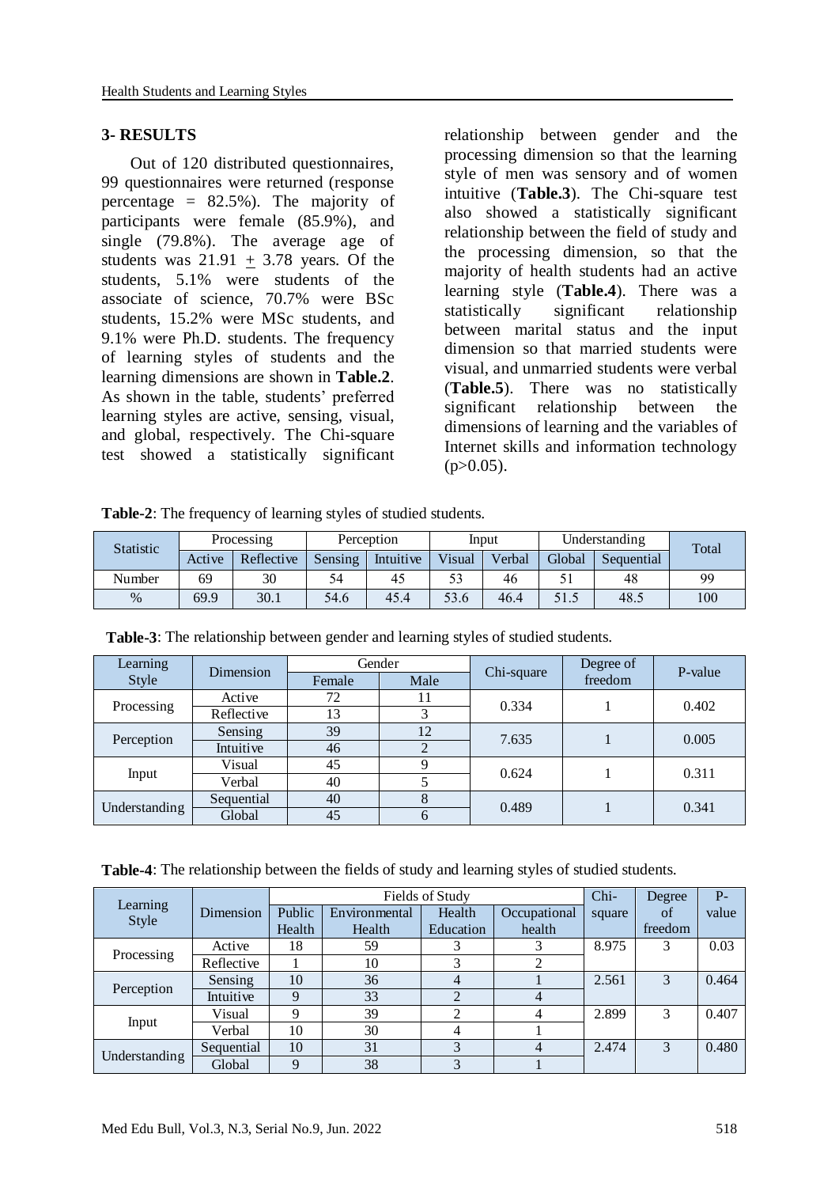## 3- RESULTS

Out of 120 distributed questionnaires, 99 questionnaires were returned (response percentage = 82.5%). The majority of participants were female (85.9%), and single (79.8%). The average age of students was 21.91 $\pm$ 3.78 years. Of the students, 5.1% were students of the associate of science, 70.7% were BSc students, 15.2% were MSc students, and 9.1% were Ph.D. students. The frequency of learning styles of students and the learning dimensions are shown in **Table.2**. As shown in the table, students' preferred learning styles are active, sensing, visual, and global, respectively. The Chi-square test showed a statistically significant relationship between gender and the processing dimension so that the learning style of men was sensory and of women intuitive (**Table.3**). The Chi-square test also showed a statistically significant relationship between the field of study and the processing dimension, so that the majority of health students had an active learning style (**Table.4**). There was a statistically significant relationship between marital status and the input dimension so that married students were visual, and unmarried students were verbal (**Table.5**). There was no statistically significant relationship between the dimensions of learning and the variables of Internet skills and information technology (p>0.05).

**Table-2**: The frequency of learning styles of studied students.

| Statistic | Processing | | Perception | | Input | | Understanding | | Total |
|---|---|---|---|---|---|---|---|---|---|
| | Active | Reflective | Sensing | Intuitive | Visual | Verbal | Global | Sequential | |
| Number | 69 | 30 | 54 | 45 | 53 | 46 | 51 | 48 | 99 |
| % | 69.9 | 30.1 | 54.6 | 45.4 | 53.6 | 46.4 | 51.5 | 48.5 | 100 |

**Table-3**: The relationship between gender and learning styles of studied students.

| Learning Style | Dimension | Gender | | Chi-square | Degree of freedom | P-value |
|---|---|---|---|---|---|---|
| | | Female | Male | | | |
| Processing | Active | 72 | 11 | 0.334 | 1 | 0.402 |
| | Reflective | 13 | 3 | | | |
| Perception | Sensing | 39 | 12 | 7.635 | 1 | 0.005 |
| | Intuitive | 46 | 2 | | | |
| Input | Visual | 45 | 9 | 0.624 | 1 | 0.311 |
| | Verbal | 40 | 5 | | | |
| Understanding | Sequential | 40 | 8 | 0.489 | 1 | 0.341 |
| | Global | 45 | 6 | | | |

**Table-4**: The relationship between the fields of study and learning styles of studied students.

| Learning Style | Dimension | Fields of Study | | | | Chi-square | Degree of freedom | P-value |
|---|---|---|---|---|---|---|---|---|
| | | Public Health | Environmental Health | Health Education | Occupational health | | | |
| Processing | Active | 18 | 59 | 3 | 3 | 8.975 | 3 | 0.03 |
| | Reflective | 1 | 10 | 3 | 2 | | | |
| Perception | Sensing | 10 | 36 | 4 | 1 | 2.561 | 3 | 0.464 |
| | Intuitive | 9 | 33 | 2 | 4 | | | |
| Input | Visual | 9 | 39 | 2 | 4 | 2.899 | 3 | 0.407 |
| | Verbal | 10 | 30 | 4 | 1 | | | |
| Understanding | Sequential | 10 | 31 | 3 | 4 | 2.474 | 3 | 0.480 |
| | Global | 9 | 38 | 3 | 1 | | | |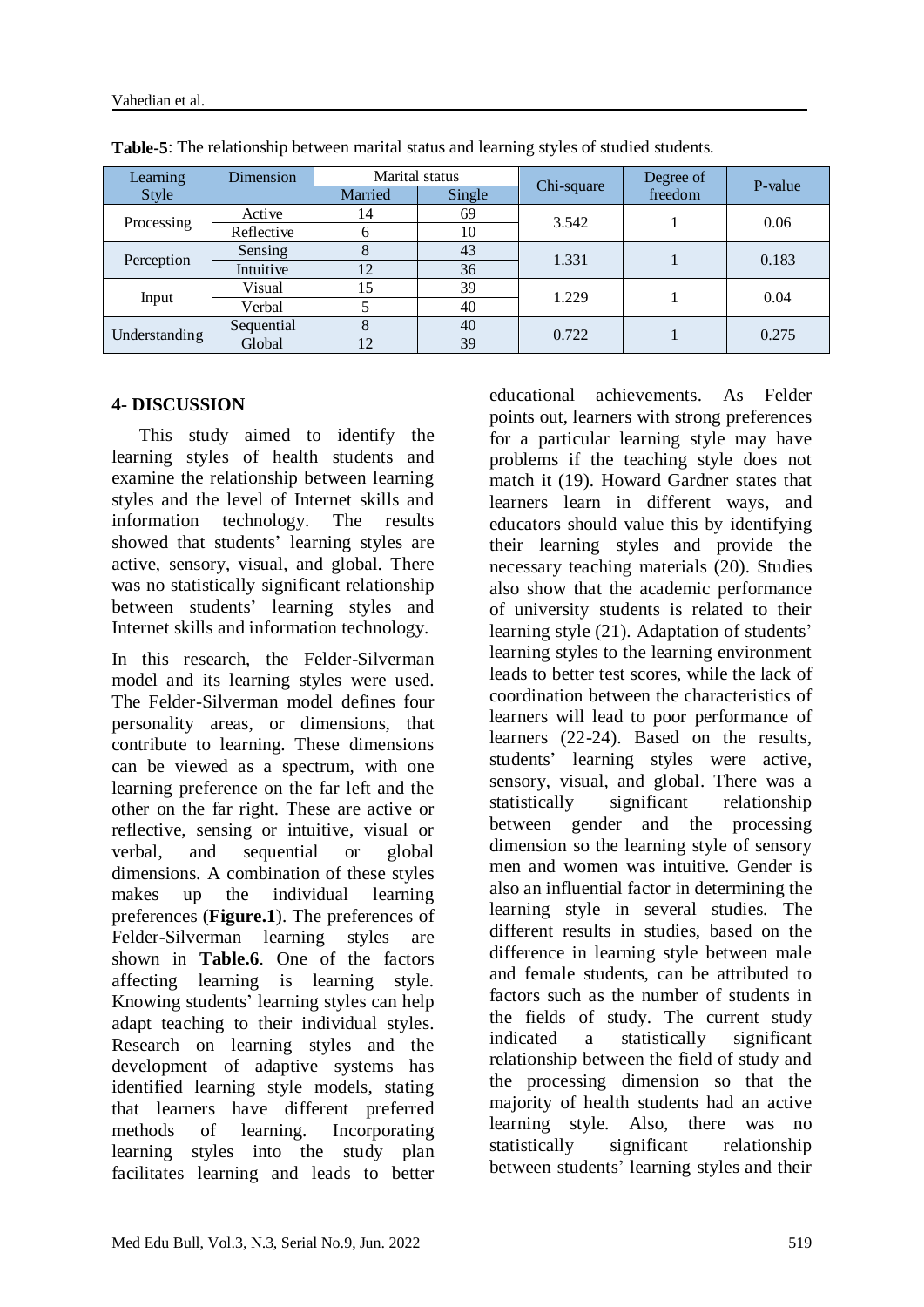**Table-5**: The relationship between marital status and learning styles of studied students.

| Learning Style | Dimension | Marital status | | Chi-square | Degree of freedom | P-value |
|---|---|---|---|---|---|---|
| | | Married | Single | | | |
| Processing | Active | 14 | 69 | 3.542 | 1 | 0.06 |
| | Reflective | 6 | 10 | | | |
| Perception | Sensing | 8 | 43 | 1.331 | 1 | 0.183 |
| | Intuitive | 12 | 36 | | | |
| Input | Visual | 15 | 39 | 1.229 | 1 | 0.04 |
| | Verbal | 5 | 40 | | | |
| Understanding | Sequential | 8 | 40 | 0.722 | 1 | 0.275 |
| | Global | 12 | 39 | | | |

## 4- DISCUSSION

This study aimed to identify the learning styles of health students and examine the relationship between learning styles and the level of Internet skills and information technology. The results showed that students' learning styles are active, sensory, visual, and global. There was no statistically significant relationship between students' learning styles and Internet skills and information technology.

In this research, the Felder-Silverman model and its learning styles were used. The Felder-Silverman model defines four personality areas, or dimensions, that contribute to learning. These dimensions can be viewed as a spectrum, with one learning preference on the far left and the other on the far right. These are active or reflective, sensing or intuitive, visual or verbal, and sequential or global dimensions. A combination of these styles makes up the individual learning preferences (**Figure.1**). The preferences of Felder-Silverman learning styles are shown in **Table.6**. One of the factors affecting learning is learning style. Knowing students' learning styles can help adapt teaching to their individual styles. Research on learning styles and the development of adaptive systems has identified learning style models, stating that learners have different preferred methods of learning. Incorporating learning styles into the study plan facilitates learning and leads to better educational achievements. As Felder points out, learners with strong preferences for a particular learning style may have problems if the teaching style does not match it (19). Howard Gardner states that learners learn in different ways, and educators should value this by identifying their learning styles and provide the necessary teaching materials (20). Studies also show that the academic performance of university students is related to their learning style (21). Adaptation of students' learning styles to the learning environment leads to better test scores, while the lack of coordination between the characteristics of learners will lead to poor performance of learners (22-24). Based on the results, students' learning styles were active, sensory, visual, and global. There was a statistically significant relationship between gender and the processing dimension so the learning style of sensory men and women was intuitive. Gender is also an influential factor in determining the learning style in several studies. The different results in studies, based on the difference in learning style between male and female students, can be attributed to factors such as the number of students in the fields of study. The current study indicated a statistically significant relationship between the field of study and the processing dimension so that the majority of health students had an active learning style. Also, there was no statistically significant relationship between students' learning styles and their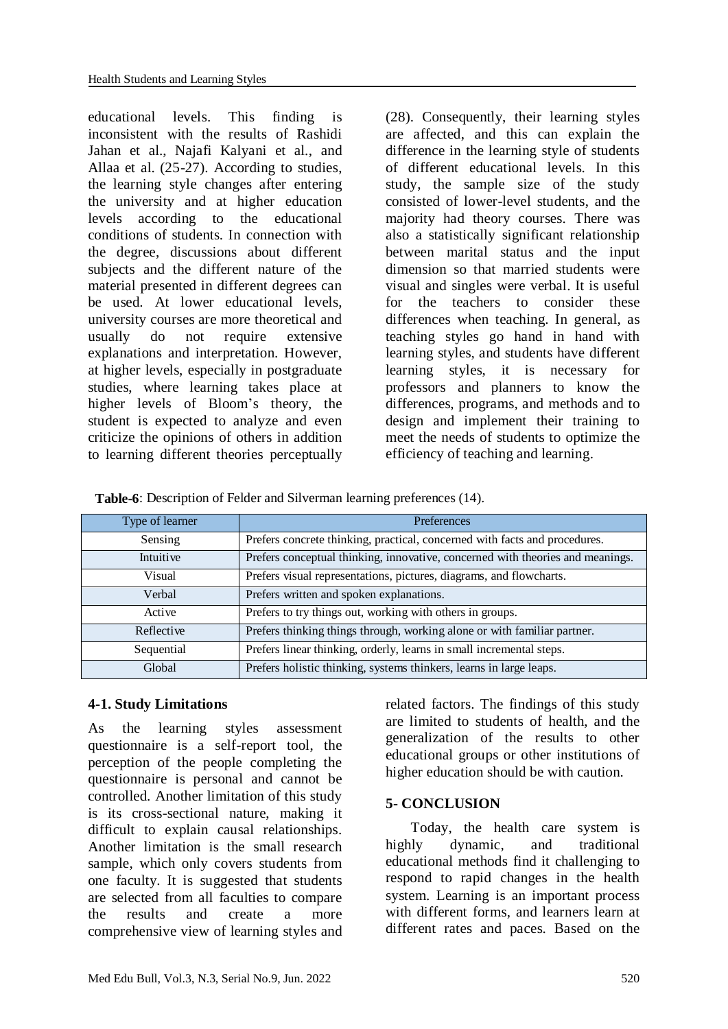educational levels. This finding is inconsistent with the results of Rashidi Jahan et al., Najafi Kalyani et al., and Allaa et al. (25-27). According to studies, the learning style changes after entering the university and at higher education levels according to the educational conditions of students. In connection with the degree, discussions about different subjects and the different nature of the material presented in different degrees can be used. At lower educational levels, university courses are more theoretical and usually do not require extensive explanations and interpretation. However, at higher levels, especially in postgraduate studies, where learning takes place at higher levels of Bloom's theory, the student is expected to analyze and even criticize the opinions of others in addition to learning different theories perceptually (28). Consequently, their learning styles are affected, and this can explain the difference in the learning style of students of different educational levels. In this study, the sample size of the study consisted of lower-level students, and the majority had theory courses. There was also a statistically significant relationship between marital status and the input dimension so that married students were visual and singles were verbal. It is useful for the teachers to consider these differences when teaching. In general, as teaching styles go hand in hand with learning styles, and students have different learning styles, it is necessary for professors and planners to know the differences, programs, and methods and to design and implement their training to meet the needs of students to optimize the efficiency of teaching and learning.

**Table-6**: Description of Felder and Silverman learning preferences (14).

| Type of learner | Preferences |
|---|---|
| Sensing | Prefers concrete thinking, practical, concerned with facts and procedures. |
| Intuitive | Prefers conceptual thinking, innovative, concerned with theories and meanings. |
| Visual | Prefers visual representations, pictures, diagrams, and flowcharts. |
| Verbal | Prefers written and spoken explanations. |
| Active | Prefers to try things out, working with others in groups. |
| Reflective | Prefers thinking things through, working alone or with familiar partner. |
| Sequential | Prefers linear thinking, orderly, learns in small incremental steps. |
| Global | Prefers holistic thinking, systems thinkers, learns in large leaps. |

### 4-1. Study Limitations

As the learning styles assessment questionnaire is a self-report tool, the perception of the people completing the questionnaire is personal and cannot be controlled. Another limitation of this study is its cross-sectional nature, making it difficult to explain causal relationships. Another limitation is the small research sample, which only covers students from one faculty. It is suggested that students are selected from all faculties to compare the results and create a more comprehensive view of learning styles and related factors. The findings of this study are limited to students of health, and the generalization of the results to other educational groups or other institutions of higher education should be with caution.

## 5- CONCLUSION

Today, the health care system is highly dynamic, and traditional educational methods find it challenging to respond to rapid changes in the health system. Learning is an important process with different forms, and learners learn at different rates and paces. Based on the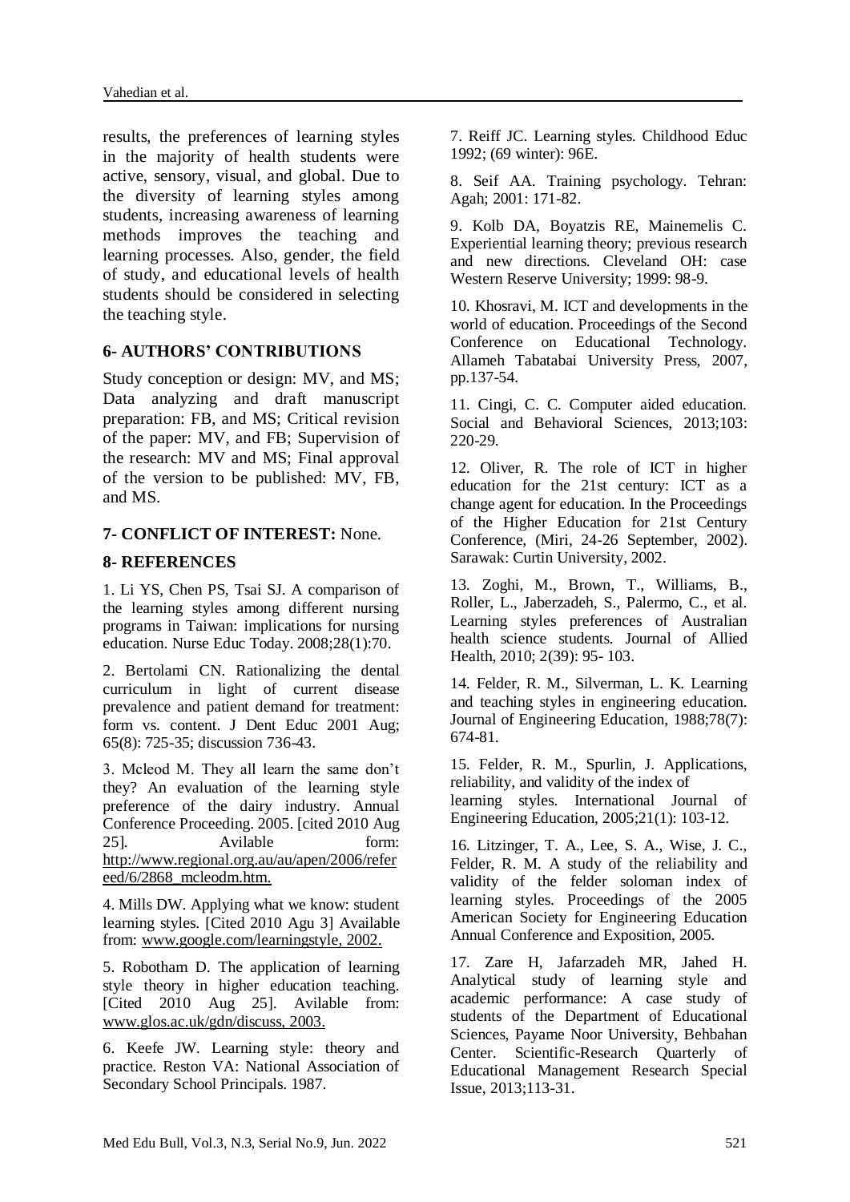results, the preferences of learning styles in the majority of health students were active, sensory, visual, and global. Due to the diversity of learning styles among students, increasing awareness of learning methods improves the teaching and learning processes. Also, gender, the field of study, and educational levels of health students should be considered in selecting the teaching style.

## 6- AUTHORS' CONTRIBUTIONS

Study conception or design: MV, and MS; Data analyzing and draft manuscript preparation: FB, and MS; Critical revision of the paper: MV, and FB; Supervision of the research: MV and MS; Final approval of the version to be published: MV, FB, and MS.

## 7- CONFLICT OF INTEREST: None.

## 8- REFERENCES

1. Li YS, Chen PS, Tsai SJ. A comparison of the learning styles among different nursing programs in Taiwan: implications for nursing education. Nurse Educ Today. 2008;28(1):70.

2. Bertolami CN. Rationalizing the dental curriculum in light of current disease prevalence and patient demand for treatment: form vs. content. J Dent Educ 2001 Aug; 65(8): 725-35; discussion 736-43.

3. Mcleod M. They all learn the same don't they? An evaluation of the learning style preference of the dairy industry. Annual Conference Proceeding. 2005. [cited 2010 Aug 25]. Avilable form: http://www.regional.org.au/au/apen/2006/refereed/6/2868_mcleodm.htm.

4. Mills DW. Applying what we know: student learning styles. [Cited 2010 Agu 3] Available from: www.google.com/learningstyle, 2002.

5. Robotham D. The application of learning style theory in higher education teaching. [Cited 2010 Aug 25]. Avilable from: www.glos.ac.uk/gdn/discuss, 2003.

6. Keefe JW. Learning style: theory and practice. Reston VA: National Association of Secondary School Principals. 1987.

7. Reiff JC. Learning styles. Childhood Educ 1992; (69 winter): 96E.

8. Seif AA. Training psychology. Tehran: Agah; 2001: 171-82.

9. Kolb DA, Boyatzis RE, Mainemelis C. Experiential learning theory; previous research and new directions. Cleveland OH: case Western Reserve University; 1999: 98-9.

10. Khosravi, M. ICT and developments in the world of education. Proceedings of the Second Conference on Educational Technology. Allameh Tabatabai University Press, 2007, pp.137-54.

11. Cingi, C. C. Computer aided education. Social and Behavioral Sciences, 2013;103: 220-29.

12. Oliver, R. The role of ICT in higher education for the 21st century: ICT as a change agent for education. In the Proceedings of the Higher Education for 21st Century Conference, (Miri, 24-26 September, 2002). Sarawak: Curtin University, 2002.

13. Zoghi, M., Brown, T., Williams, B., Roller, L., Jaberzadeh, S., Palermo, C., et al. Learning styles preferences of Australian health science students. Journal of Allied Health, 2010; 2(39): 95- 103.

14. Felder, R. M., Silverman, L. K. Learning and teaching styles in engineering education. Journal of Engineering Education, 1988;78(7): 674-81.

15. Felder, R. M., Spurlin, J. Applications, reliability, and validity of the index of learning styles. International Journal of Engineering Education, 2005;21(1): 103-12.

16. Litzinger, T. A., Lee, S. A., Wise, J. C., Felder, R. M. A study of the reliability and validity of the felder soloman index of learning styles. Proceedings of the 2005 American Society for Engineering Education Annual Conference and Exposition, 2005.

17. Zare H, Jafarzadeh MR, Jahed H. Analytical study of learning style and academic performance: A case study of students of the Department of Educational Sciences, Payame Noor University, Behbahan Center. Scientific-Research Quarterly of Educational Management Research Special Issue, 2013;113-31.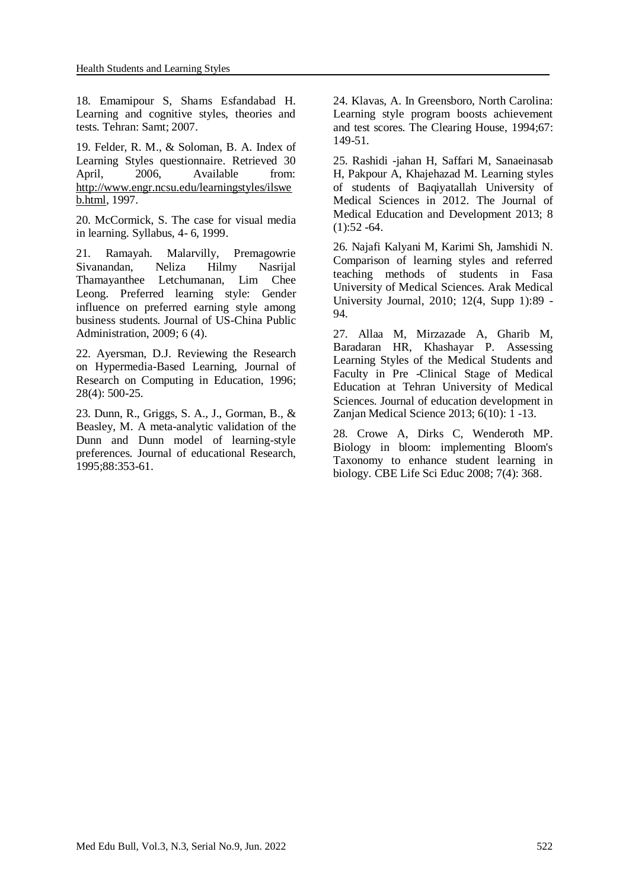18. Emamipour S, Shams Esfandabad H. Learning and cognitive styles, theories and tests. Tehran: Samt; 2007.

19. Felder, R. M., & Soloman, B. A. Index of Learning Styles questionnaire. Retrieved 30 April, 2006, Available from: http://www.engr.ncsu.edu/learningstyles/ilsweb.html, 1997.

20. McCormick, S. The case for visual media in learning. Syllabus, 4- 6, 1999.

21. Ramayah. Malarvilly, Premagowrie Sivanandan, Neliza Hilmy Nasrijal Thamayanthee Letchumanan, Lim Chee Leong. Preferred learning style: Gender influence on preferred earning style among business students. Journal of US-China Public Administration, 2009; 6 (4).

22. Ayersman, D.J. Reviewing the Research on Hypermedia-Based Learning, Journal of Research on Computing in Education, 1996; 28(4): 500-25.

23. Dunn, R., Griggs, S. A., J., Gorman, B., & Beasley, M. A meta-analytic validation of the Dunn and Dunn model of learning-style preferences. Journal of educational Research, 1995;88:353-61.

24. Klavas, A. In Greensboro, North Carolina: Learning style program boosts achievement and test scores. The Clearing House, 1994;67: 149-51.

25. Rashidi -jahan H, Saffari M, Sanaeinasab H, Pakpour A, Khajehazad M. Learning styles of students of Baqiyatallah University of Medical Sciences in 2012. The Journal of Medical Education and Development 2013; 8 (1):52 -64.

26. Najafi Kalyani M, Karimi Sh, Jamshidi N. Comparison of learning styles and referred teaching methods of students in Fasa University of Medical Sciences. Arak Medical University Journal, 2010; 12(4, Supp 1):89 - 94.

27. Allaa M, Mirzazade A, Gharib M, Baradaran HR, Khashayar P. Assessing Learning Styles of the Medical Students and Faculty in Pre -Clinical Stage of Medical Education at Tehran University of Medical Sciences. Journal of education development in Zanjan Medical Science 2013; 6(10): 1 -13.

28. Crowe A, Dirks C, Wenderoth MP. Biology in bloom: implementing Bloom's Taxonomy to enhance student learning in biology. CBE Life Sci Educ 2008; 7(4): 368.